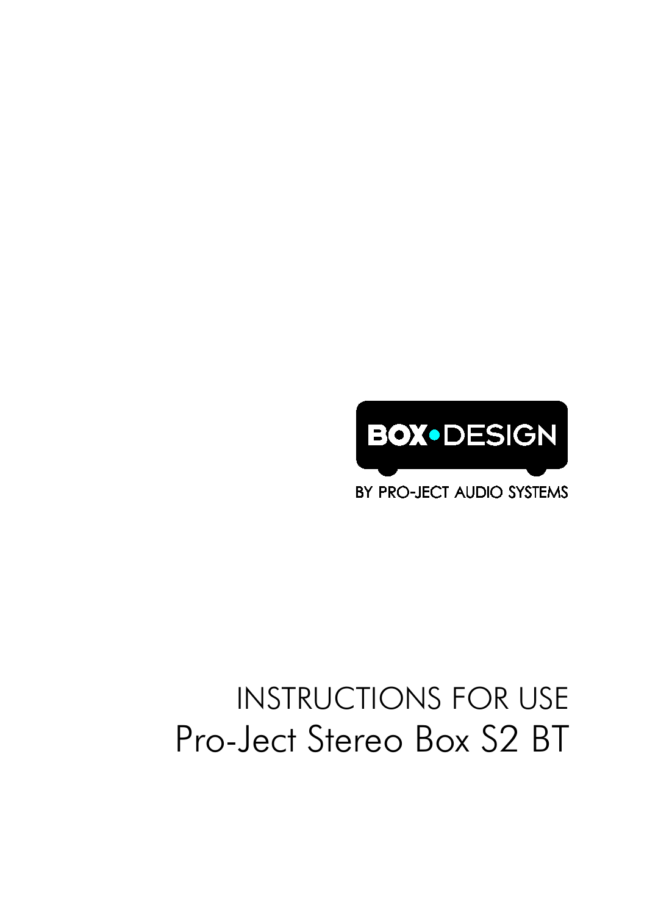BOX•DESIGN

BY PRO-JECT AUDIO SYSTEMS

# INSTRUCTIONS FOR USE

# Pro-Ject Stereo Box S2 BT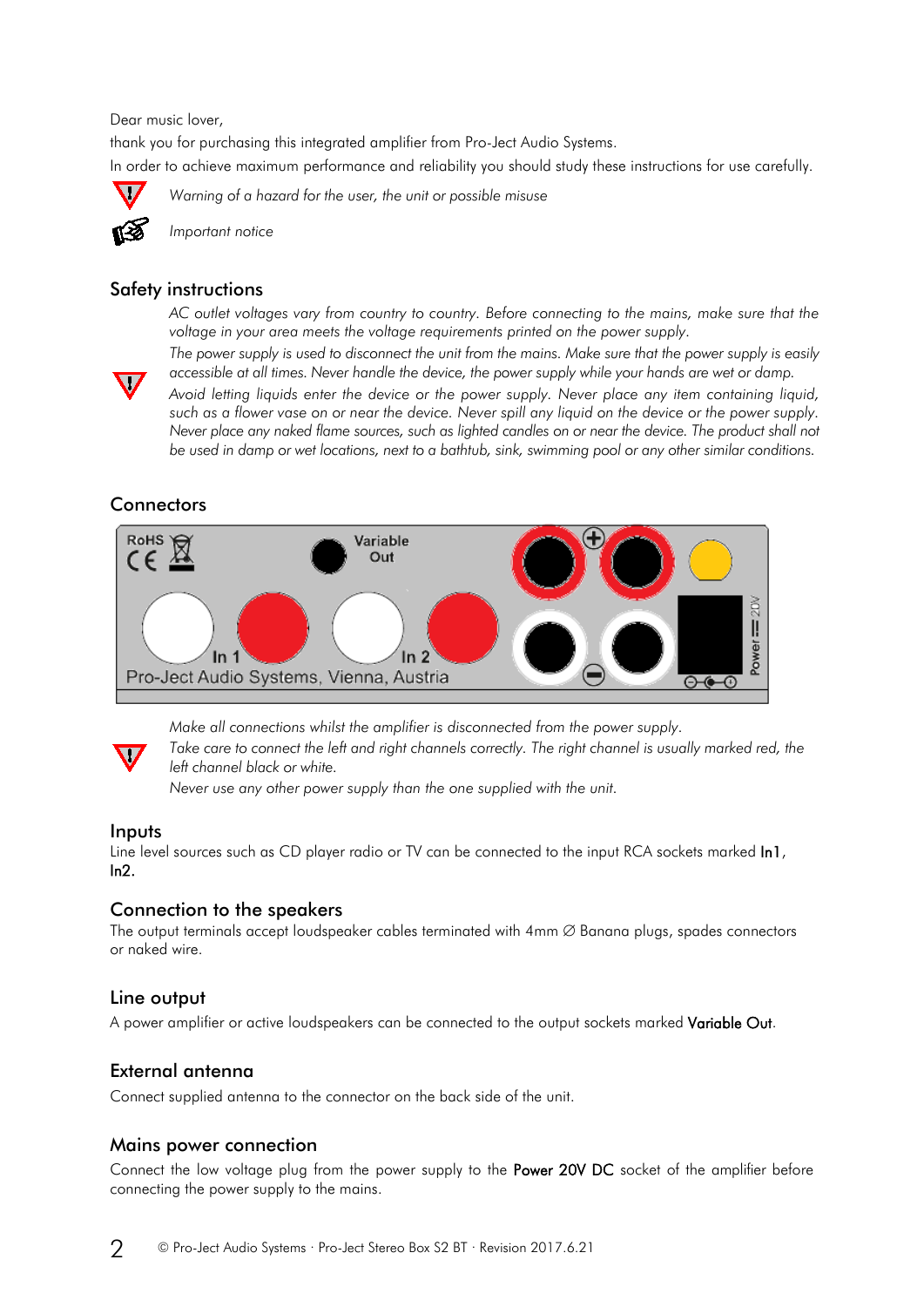Dear music lover,

thank you for purchasing this integrated amplifier from Pro-Ject Audio Systems.

In order to achieve maximum performance and reliability you should study these instructions for use carefully.

*Warning of a hazard for the user, the unit or possible misuse*

*Important notice*

## Safety instructions

*AC outlet voltages vary from country to country. Before connecting to the mains, make sure that the voltage in your area meets the voltage requirements printed on the power supply.*

*The power supply is used to disconnect the unit from the mains. Make sure that the power supply is easily accessible at all times. Never handle the device, the power supply while your hands are wet or damp.*

*Avoid letting liquids enter the device or the power supply. Never place any item containing liquid, such as a flower vase on or near the device. Never spill any liquid on the device or the power supply. Never place any naked flame sources, such as lighted candles on or near the device. The product shall not be used in damp or wet locations, next to a bathtub, sink, swimming pool or any other similar conditions.*

## Connectors

RoHS CE Variable Out In 1 In 2 Pro-Ject Audio Systems, Vienna, Austria Power ⎓ 20V

*Make all connections whilst the amplifier is disconnected from the power supply.*

*Take care to connect the left and right channels correctly. The right channel is usually marked red, the left channel black or white.*

*Never use any other power supply than the one supplied with the unit.*

## Inputs

Line level sources such as CD player radio or TV can be connected to the input RCA sockets marked **In1**, **In2**.

## Connection to the speakers

The output terminals accept loudspeaker cables terminated with 4mm ∅ Banana plugs, spades connectors or naked wire.

## Line output

A power amplifier or active loudspeakers can be connected to the output sockets marked **Variable Out**.

## External antenna

Connect supplied antenna to the connector on the back side of the unit.

## Mains power connection

Connect the low voltage plug from the power supply to the **Power 20V DC** socket of the amplifier before connecting the power supply to the mains.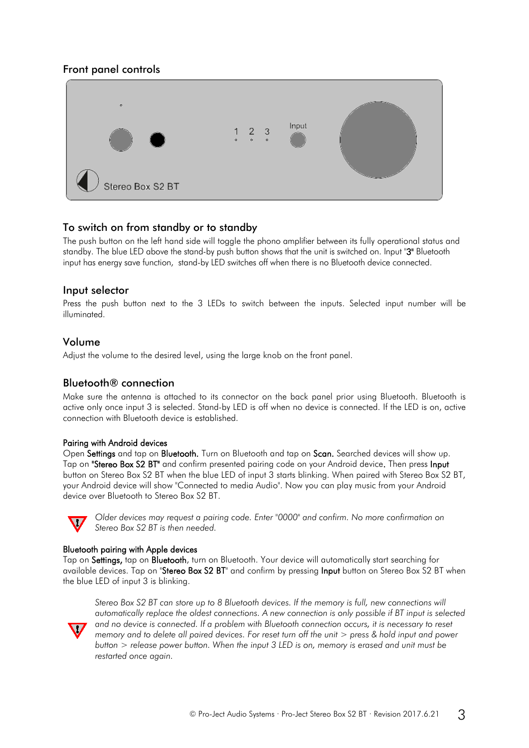## Front panel controls

## To switch on from standby or to standby

The push button on the left hand side will toggle the phono amplifier between its fully operational status and standby. The blue LED above the stand-by push button shows that the unit is switched on. Input "3" Bluetooth input has energy save function, stand-by LED switches off when there is no Bluetooth device connected.

## Input selector

Press the push button next to the 3 LEDs to switch between the inputs. Selected input number will be illuminated.

## Volume

Adjust the volume to the desired level, using the large knob on the front panel.

## Bluetooth® connection

Make sure the antenna is attached to its connector on the back panel prior using Bluetooth. Bluetooth is active only once input 3 is selected. Stand-by LED is off when no device is connected. If the LED is on, active connection with Bluetooth device is established.

### Pairing with Android devices

Open **Settings** and tap on **Bluetooth.** Turn on Bluetooth and tap on **Scan.** Searched devices will show up. Tap on **"Stereo Box S2 BT"** and confirm presented pairing code on your Android device. Then press **Input** button on Stereo Box S2 BT when the blue LED of input 3 starts blinking. When paired with Stereo Box S2 BT, your Android device will show "Connected to media Audio". Now you can play music from your Android device over Bluetooth to Stereo Box S2 BT.

*Older devices may request a pairing code. Enter "0000" and confirm. No more confirmation on Stereo Box S2 BT is then needed.*

### Bluetooth pairing with Apple devices

Tap on **Settings,** tap on **Bluetooth**, turn on Bluetooth. Your device will automatically start searching for available devices. Tap on "**Stereo Box S2 BT**" and confirm by pressing **Input** button on Stereo Box S2 BT when the blue LED of input 3 is blinking.

*Stereo Box S2 BT can store up to 8 Bluetooth devices. If the memory is full, new connections will automatically replace the oldest connections. A new connection is only possible if BT input is selected and no device is connected. If a problem with Bluetooth connection occurs, it is necessary to reset memory and to delete all paired devices. For reset turn off the unit > press & hold input and power button > release power button. When the input 3 LED is on, memory is erased and unit must be restarted once again.*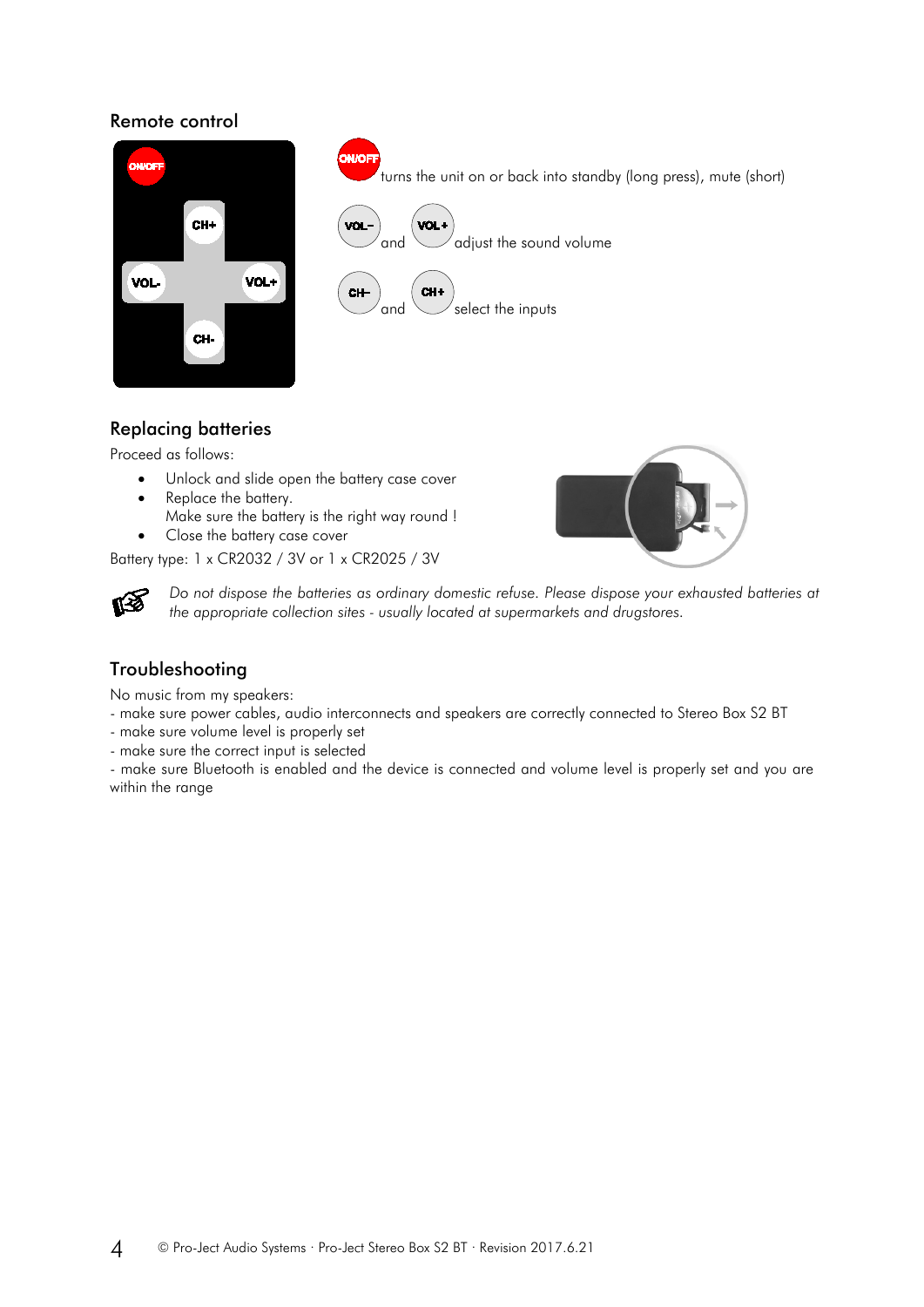## Remote control

ON/OFF turns the unit on or back into standby (long press), mute (short)

VOL– and VOL+ adjust the sound volume

CH– and CH+ select the inputs

## Replacing batteries

Proceed as follows:

- Unlock and slide open the battery case cover
- Replace the battery.
  Make sure the battery is the right way round !
- Close the battery case cover

Battery type: 1 x CR2032 / 3V or 1 x CR2025 / 3V

*Do not dispose the batteries as ordinary domestic refuse. Please dispose your exhausted batteries at the appropriate collection sites - usually located at supermarkets and drugstores.*

## Troubleshooting

No music from my speakers:
- make sure power cables, audio interconnects and speakers are correctly connected to Stereo Box S2 BT
- make sure volume level is properly set
- make sure the correct input is selected
- make sure Bluetooth is enabled and the device is connected and volume level is properly set and you are within the range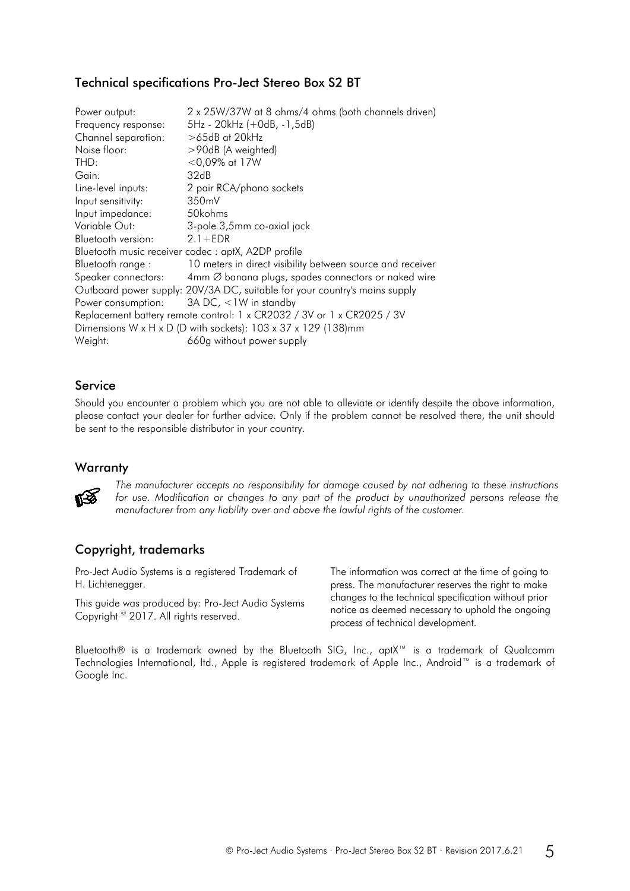## Technical specifications Pro-Ject Stereo Box S2 BT

| | |
|---|---|
| Power output: | 2 x 25W/37W at 8 ohms/4 ohms (both channels driven) |
| Frequency response: | 5Hz - 20kHz (+0dB, -1,5dB) |
| Channel separation: | >65dB at 20kHz |
| Noise floor: | >90dB (A weighted) |
| THD: | <0,09% at 17W |
| Gain: | 32dB |
| Line-level inputs: | 2 pair RCA/phono sockets |
| Input sensitivity: | 350mV |
| Input impedance: | 50kohms |
| Variable Out: | 3-pole 3,5mm co-axial jack |
| Bluetooth version: | 2.1+EDR |

Bluetooth music receiver codec : aptX, A2DP profile

| | |
|---|---|
| Bluetooth range : | 10 meters in direct visibility between source and receiver |
| Speaker connectors: | 4mm ∅ banana plugs, spades connectors or naked wire |

Outboard power supply: 20V/3A DC, suitable for your country's mains supply

| | |
|---|---|
| Power consumption: | 3A DC, <1W in standby |

Replacement battery remote control: 1 x CR2032 / 3V or 1 x CR2025 / 3V

Dimensions W x H x D (D with sockets): 103 x 37 x 129 (138)mm

| | |
|---|---|
| Weight: | 660g without power supply |

## Service

Should you encounter a problem which you are not able to alleviate or identify despite the above information, please contact your dealer for further advice. Only if the problem cannot be resolved there, the unit should be sent to the responsible distributor in your country.

## Warranty

*The manufacturer accepts no responsibility for damage caused by not adhering to these instructions for use. Modification or changes to any part of the product by unauthorized persons release the manufacturer from any liability over and above the lawful rights of the customer.*

## Copyright, trademarks

Pro-Ject Audio Systems is a registered Trademark of H. Lichtenegger.

This guide was produced by: Pro-Ject Audio Systems Copyright © 2017. All rights reserved.

The information was correct at the time of going to press. The manufacturer reserves the right to make changes to the technical specification without prior notice as deemed necessary to uphold the ongoing process of technical development.

Bluetooth® is a trademark owned by the Bluetooth SIG, Inc., aptX™ is a trademark of Qualcomm Technologies International, ltd., Apple is registered trademark of Apple Inc., Android™ is a trademark of Google Inc.